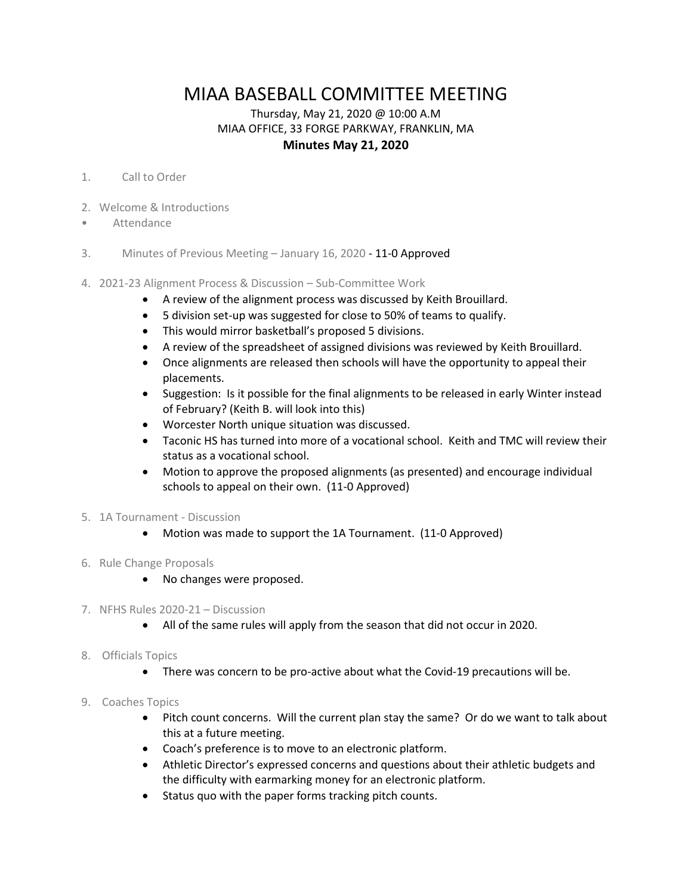# MIAA BASEBALL COMMITTEE MEETING

Thursday, May 21, 2020 @ 10:00 A.M
MIAA OFFICE, 33 FORGE PARKWAY, FRANKLIN, MA

**Minutes May 21, 2020**

1. Call to Order

2. Welcome & Introductions
   - Attendance

3. Minutes of Previous Meeting – January 16, 2020 - 11-0 Approved

4. 2021-23 Alignment Process & Discussion – Sub-Committee Work
   - A review of the alignment process was discussed by Keith Brouillard.
   - 5 division set-up was suggested for close to 50% of teams to qualify.
   - This would mirror basketball's proposed 5 divisions.
   - A review of the spreadsheet of assigned divisions was reviewed by Keith Brouillard.
   - Once alignments are released then schools will have the opportunity to appeal their placements.
   - Suggestion: Is it possible for the final alignments to be released in early Winter instead of February? (Keith B. will look into this)
   - Worcester North unique situation was discussed.
   - Taconic HS has turned into more of a vocational school. Keith and TMC will review their status as a vocational school.
   - Motion to approve the proposed alignments (as presented) and encourage individual schools to appeal on their own. (11-0 Approved)

5. 1A Tournament - Discussion
   - Motion was made to support the 1A Tournament. (11-0 Approved)

6. Rule Change Proposals
   - No changes were proposed.

7. NFHS Rules 2020-21 – Discussion
   - All of the same rules will apply from the season that did not occur in 2020.

8. Officials Topics
   - There was concern to be pro-active about what the Covid-19 precautions will be.

9. Coaches Topics
   - Pitch count concerns. Will the current plan stay the same? Or do we want to talk about this at a future meeting.
   - Coach's preference is to move to an electronic platform.
   - Athletic Director's expressed concerns and questions about their athletic budgets and the difficulty with earmarking money for an electronic platform.
   - Status quo with the paper forms tracking pitch counts.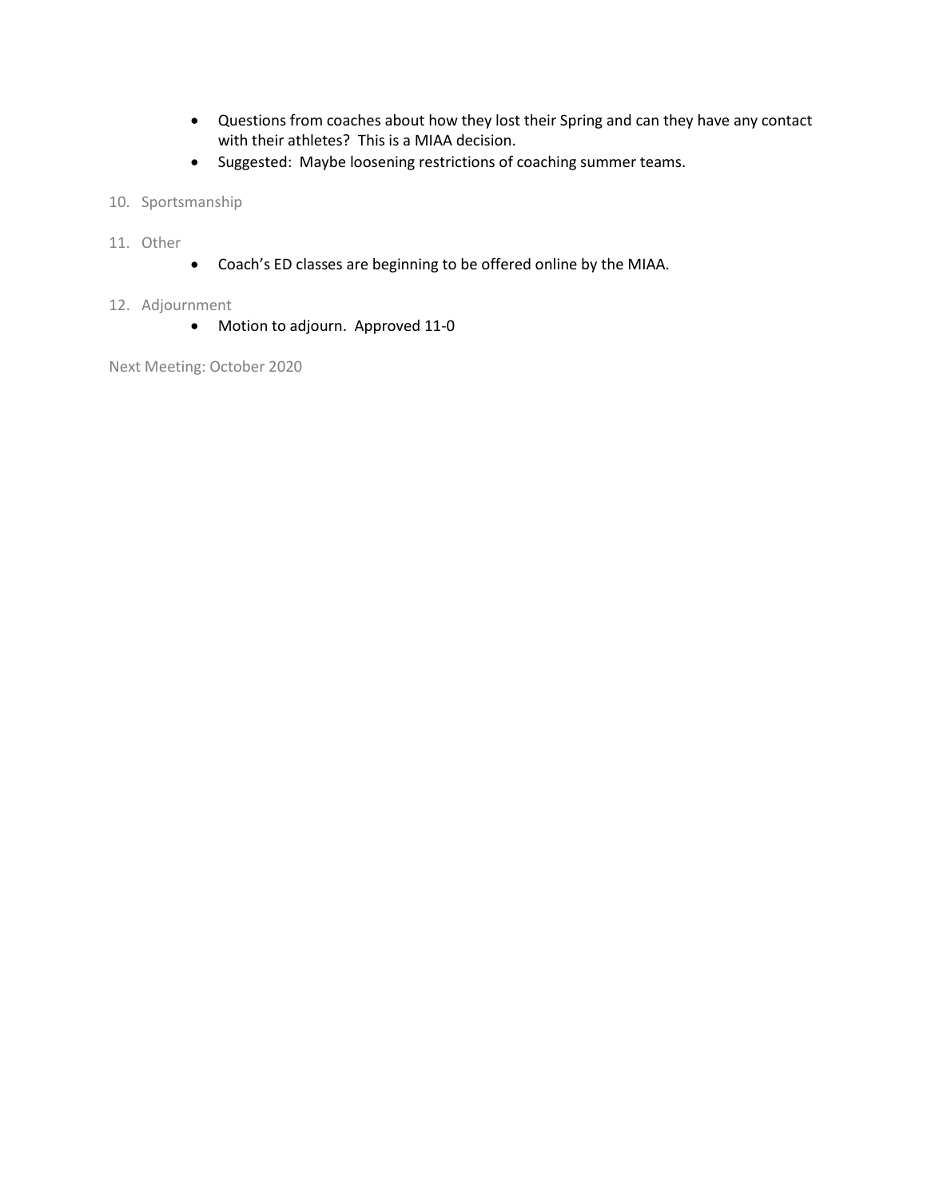- Questions from coaches about how they lost their Spring and can they have any contact with their athletes? This is a MIAA decision.
- Suggested: Maybe loosening restrictions of coaching summer teams.

10. Sportsmanship

11. Other
    - Coach's ED classes are beginning to be offered online by the MIAA.

12. Adjournment
    - Motion to adjourn. Approved 11-0

Next Meeting: October 2020